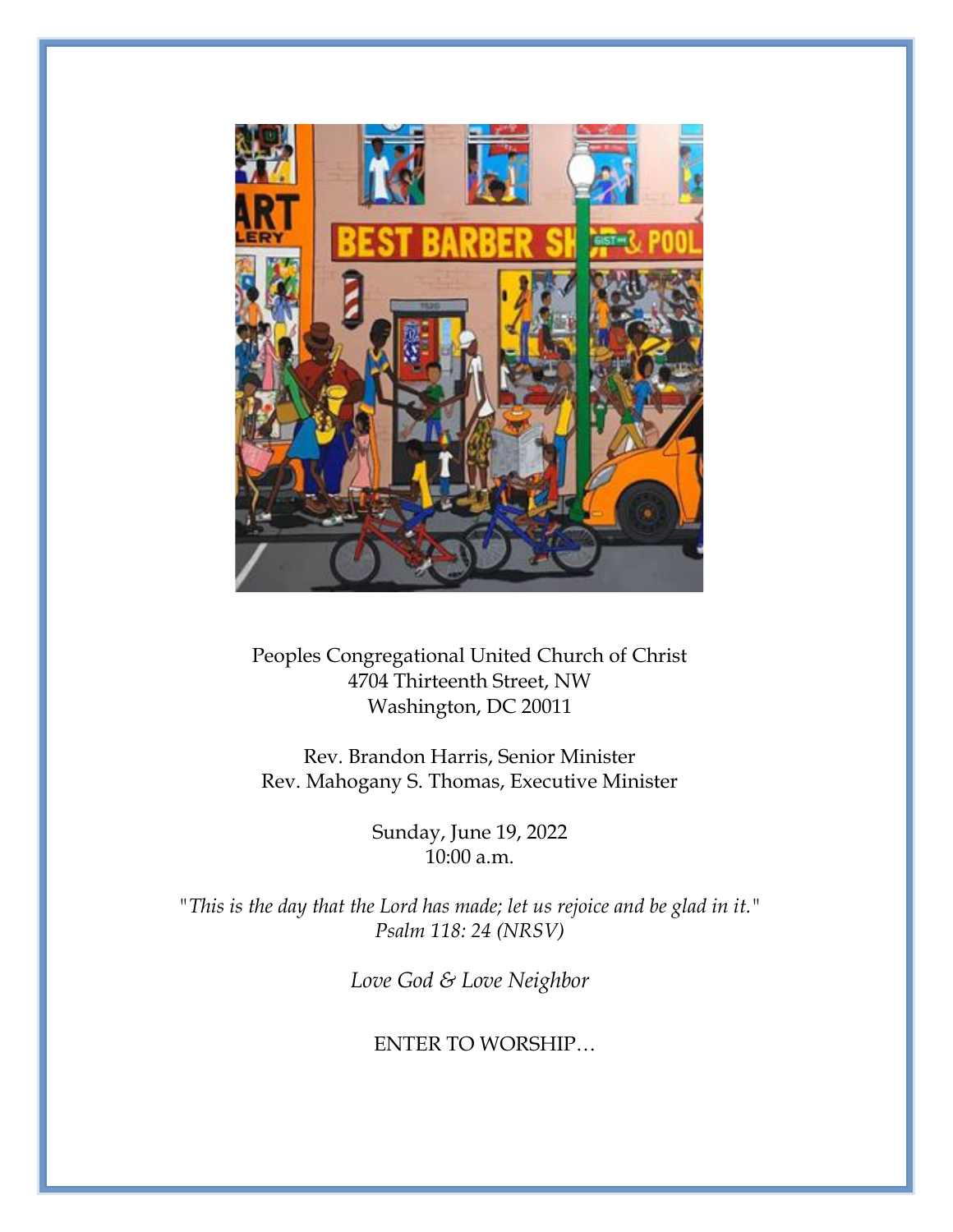Peoples Congregational United Church of Christ
4704 Thirteenth Street, NW
Washington, DC 20011

Rev. Brandon Harris, Senior Minister
Rev. Mahogany S. Thomas, Executive Minister

Sunday, June 19, 2022
10:00 a.m.

*"This is the day that the Lord has made; let us rejoice and be glad in it."*
*Psalm 118: 24 (NRSV)*

*Love God & Love Neighbor*

ENTER TO WORSHIP…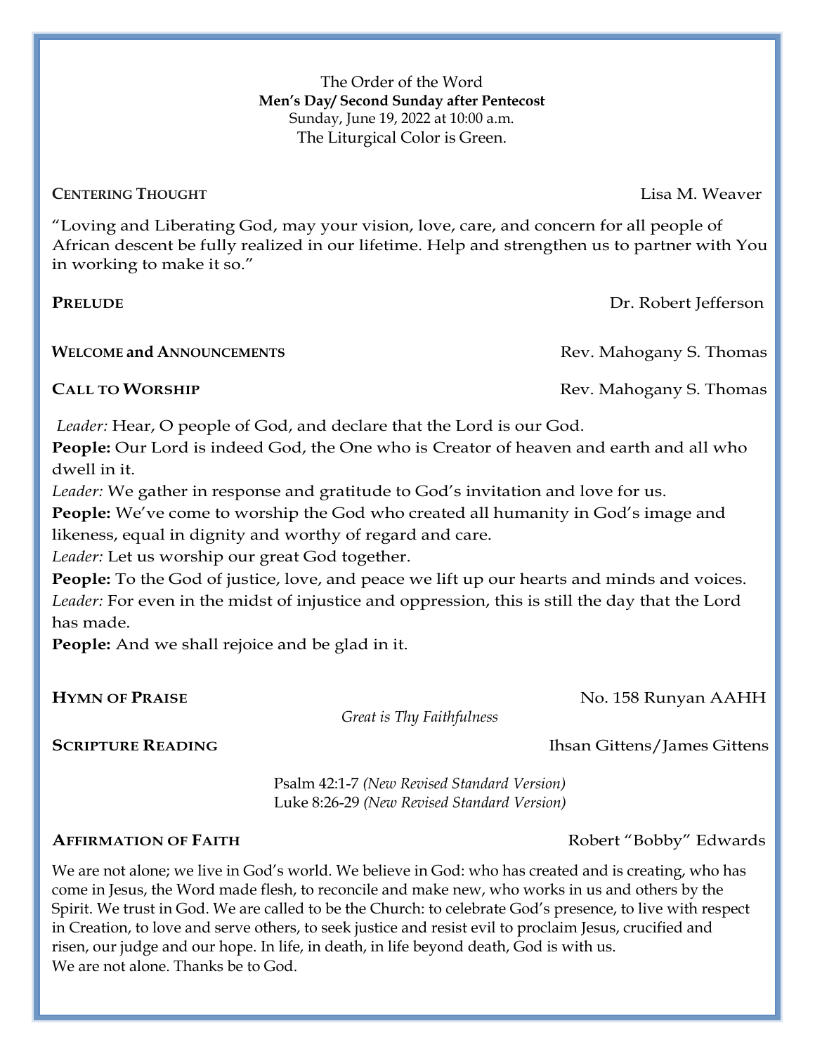The Order of the Word
**Men's Day/ Second Sunday after Pentecost**
Sunday, June 19, 2022 at 10:00 a.m.
The Liturgical Color is Green.

**CENTERING THOUGHT** Lisa M. Weaver

"Loving and Liberating God, may your vision, love, care, and concern for all people of African descent be fully realized in our lifetime. Help and strengthen us to partner with You in working to make it so."

**PRELUDE** Dr. Robert Jefferson

**WELCOME and ANNOUNCEMENTS** Rev. Mahogany S. Thomas

**CALL TO WORSHIP** Rev. Mahogany S. Thomas

*Leader:* Hear, O people of God, and declare that the Lord is our God.
**People:** Our Lord is indeed God, the One who is Creator of heaven and earth and all who dwell in it.
*Leader:* We gather in response and gratitude to God's invitation and love for us.
**People:** We've come to worship the God who created all humanity in God's image and likeness, equal in dignity and worthy of regard and care.
*Leader:* Let us worship our great God together.
**People:** To the God of justice, love, and peace we lift up our hearts and minds and voices.
*Leader:* For even in the midst of injustice and oppression, this is still the day that the Lord has made.
**People:** And we shall rejoice and be glad in it.

**HYMN OF PRAISE** No. 158 Runyan AAHH

*Great is Thy Faithfulness*

**SCRIPTURE READING** Ihsan Gittens/James Gittens

Psalm 42:1-7 *(New Revised Standard Version)*
Luke 8:26-29 *(New Revised Standard Version)*

**AFFIRMATION OF FAITH** Robert "Bobby" Edwards

We are not alone; we live in God's world. We believe in God: who has created and is creating, who has come in Jesus, the Word made flesh, to reconcile and make new, who works in us and others by the Spirit. We trust in God. We are called to be the Church: to celebrate God's presence, to live with respect in Creation, to love and serve others, to seek justice and resist evil to proclaim Jesus, crucified and risen, our judge and our hope. In life, in death, in life beyond death, God is with us.
We are not alone. Thanks be to God.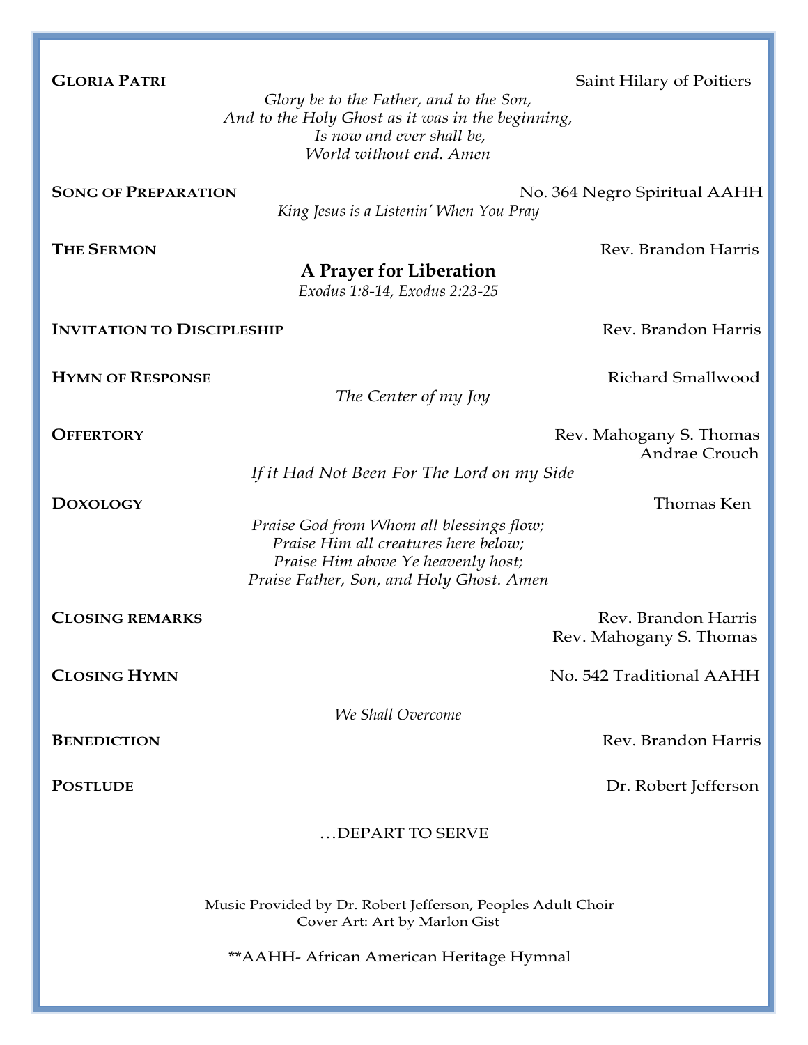**Gloria Patri** — Saint Hilary of Poitiers

*Glory be to the Father, and to the Son,*
*And to the Holy Ghost as it was in the beginning,*
*Is now and ever shall be,*
*World without end. Amen*

**Song of Preparation** — No. 364 Negro Spiritual AAHH

*King Jesus is a Listenin' When You Pray*

**The Sermon** — Rev. Brandon Harris

**A Prayer for Liberation**

*Exodus 1:8-14, Exodus 2:23-25*

**Invitation to Discipleship** — Rev. Brandon Harris

**Hymn of Response** — Richard Smallwood

*The Center of my Joy*

**Offertory** — Rev. Mahogany S. Thomas
Andrae Crouch

*If it Had Not Been For The Lord on my Side*

**Doxology** — Thomas Ken

*Praise God from Whom all blessings flow;*
*Praise Him all creatures here below;*
*Praise Him above Ye heavenly host;*
*Praise Father, Son, and Holy Ghost. Amen*

**Closing remarks** — Rev. Brandon Harris
Rev. Mahogany S. Thomas

**Closing Hymn** — No. 542 Traditional AAHH

*We Shall Overcome*

**Benediction** — Rev. Brandon Harris

**Postlude** — Dr. Robert Jefferson

…DEPART TO SERVE

Music Provided by Dr. Robert Jefferson, Peoples Adult Choir
Cover Art: Art by Marlon Gist

**AAHH- African American Heritage Hymnal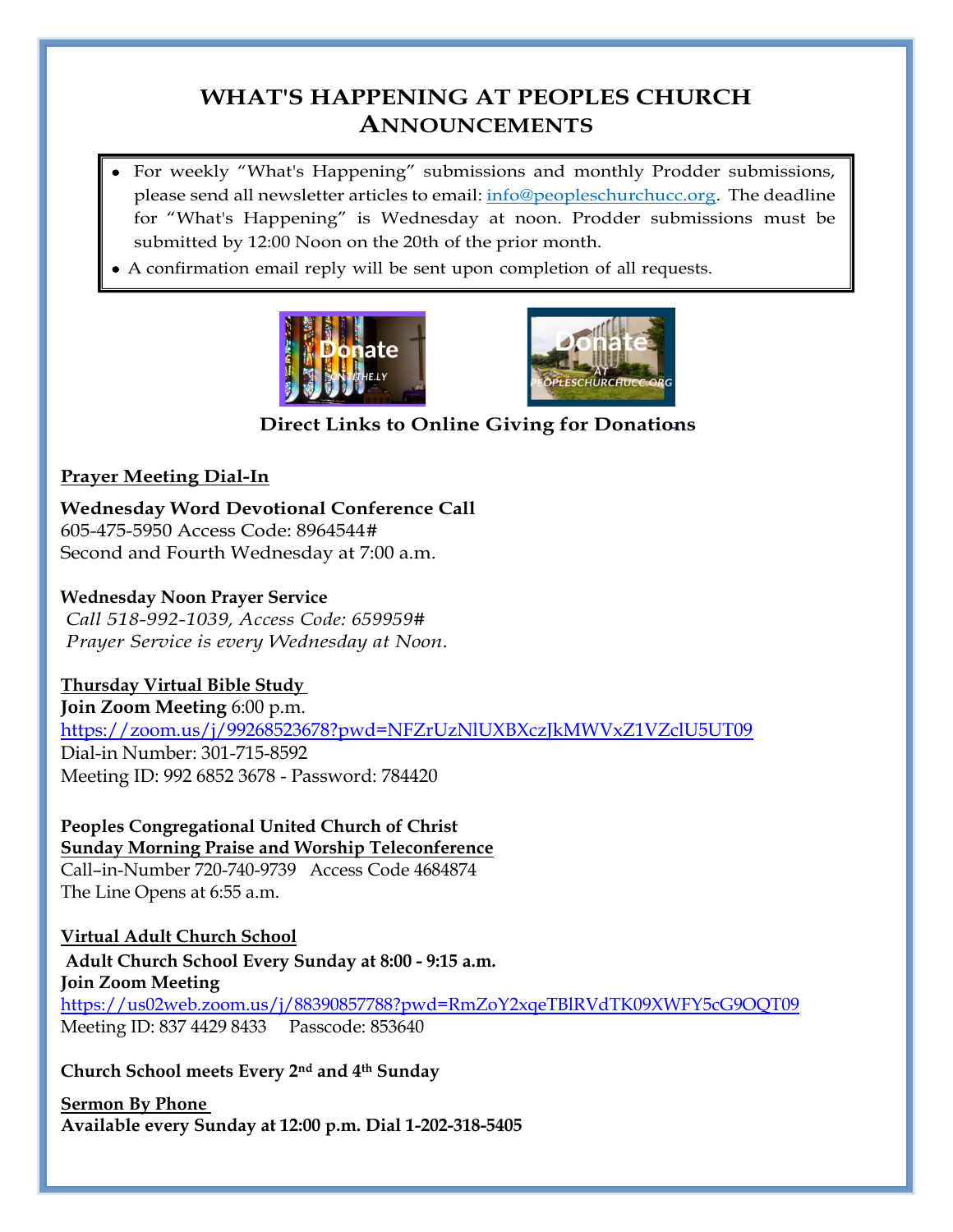# WHAT'S HAPPENING AT PEOPLES CHURCH ANNOUNCEMENTS

- For weekly "What's Happening" submissions and monthly Prodder submissions, please send all newsletter articles to email: info@peopleschurchucc.org. The deadline for "What's Happening" is Wednesday at noon. Prodder submissions must be submitted by 12:00 Noon on the 20th of the prior month.
- A confirmation email reply will be sent upon completion of all requests.

**Direct Links to Online Giving for Donations**

**Prayer Meeting Dial-In**

**Wednesday Word Devotional Conference Call**
605-475-5950 Access Code: 8964544#
Second and Fourth Wednesday at 7:00 a.m.

**Wednesday Noon Prayer Service**
*Call 518-992-1039, Access Code: 659959#*
*Prayer Service is every Wednesday at Noon.*

**Thursday Virtual Bible Study**
**Join Zoom Meeting** 6:00 p.m.
https://zoom.us/j/99268523678?pwd=NFZrUzNlUXBXczJkMWVxZ1VZclU5UT09
Dial-in Number: 301-715-8592
Meeting ID: 992 6852 3678 - Password: 784420

**Peoples Congregational United Church of Christ**
**Sunday Morning Praise and Worship Teleconference**
Call–in-Number 720-740-9739 Access Code 4684874
The Line Opens at 6:55 a.m.

**Virtual Adult Church School**
**Adult Church School Every Sunday at 8:00 - 9:15 a.m.**
**Join Zoom Meeting**
https://us02web.zoom.us/j/88390857788?pwd=RmZoY2xqeTBlRVdTK09XWFY5cG9OQT09
Meeting ID: 837 4429 8433 Passcode: 853640

**Church School meets Every 2nd and 4th Sunday**

**Sermon By Phone**
**Available every Sunday at 12:00 p.m. Dial 1-202-318-5405**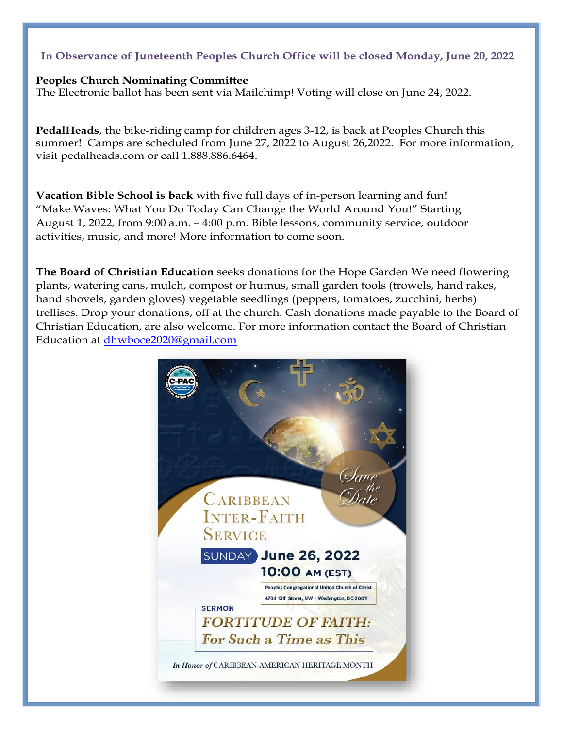**In Observance of Juneteenth Peoples Church Office will be closed Monday, June 20, 2022**

**Peoples Church Nominating Committee**
The Electronic ballot has been sent via Mailchimp! Voting will close on June 24, 2022.

**PedalHeads**, the bike-riding camp for children ages 3-12, is back at Peoples Church this summer! Camps are scheduled from June 27, 2022 to August 26,2022. For more information, visit pedalheads.com or call 1.888.886.6464.

**Vacation Bible School is back** with five full days of in-person learning and fun! "Make Waves: What You Do Today Can Change the World Around You!" Starting August 1, 2022, from 9:00 a.m. – 4:00 p.m. Bible lessons, community service, outdoor activities, music, and more! More information to come soon.

**The Board of Christian Education** seeks donations for the Hope Garden We need flowering plants, watering cans, mulch, compost or humus, small garden tools (trowels, hand rakes, hand shovels, garden gloves) vegetable seedlings (peppers, tomatoes, zucchini, herbs) trellises. Drop your donations, off at the church. Cash donations made payable to the Board of Christian Education, are also welcome. For more information contact the Board of Christian Education at dhwboce2020@gmail.com

C-PAC

*Save the Date*

CARIBBEAN INTER-FAITH SERVICE

SUNDAY **June 26, 2022**
**10:00 AM (EST)**

Peoples Congregational United Church of Christ
4704 13th Street, NW • Washington, DC 20011

SERMON
***FORTITUDE OF FAITH: For Such a Time as This***

*In Honor of* CARIBBEAN-AMERICAN HERITAGE MONTH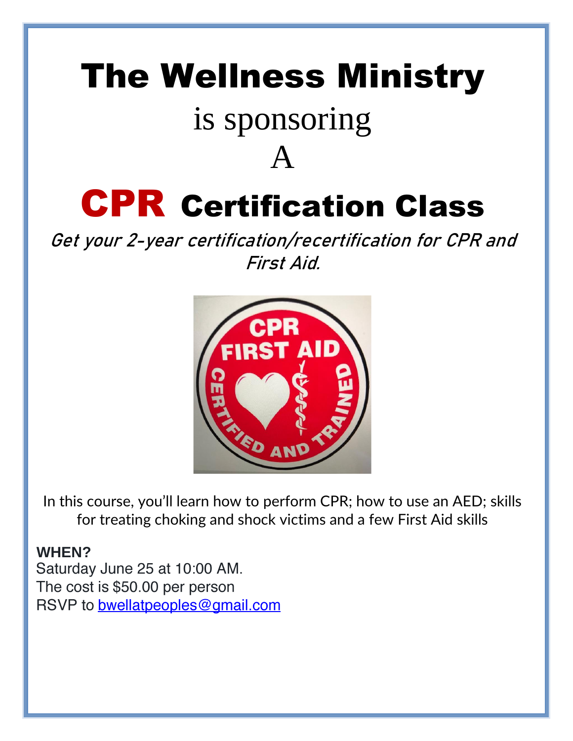# The Wellness Ministry

is sponsoring

A

# CPR Certification Class

*Get your 2-year certification/recertification for CPR and First Aid.*

In this course, you'll learn how to perform CPR; how to use an AED; skills for treating choking and shock victims and a few First Aid skills

**WHEN?**
Saturday June 25 at 10:00 AM.
The cost is $50.00 per person
RSVP to bwellatpeoples@gmail.com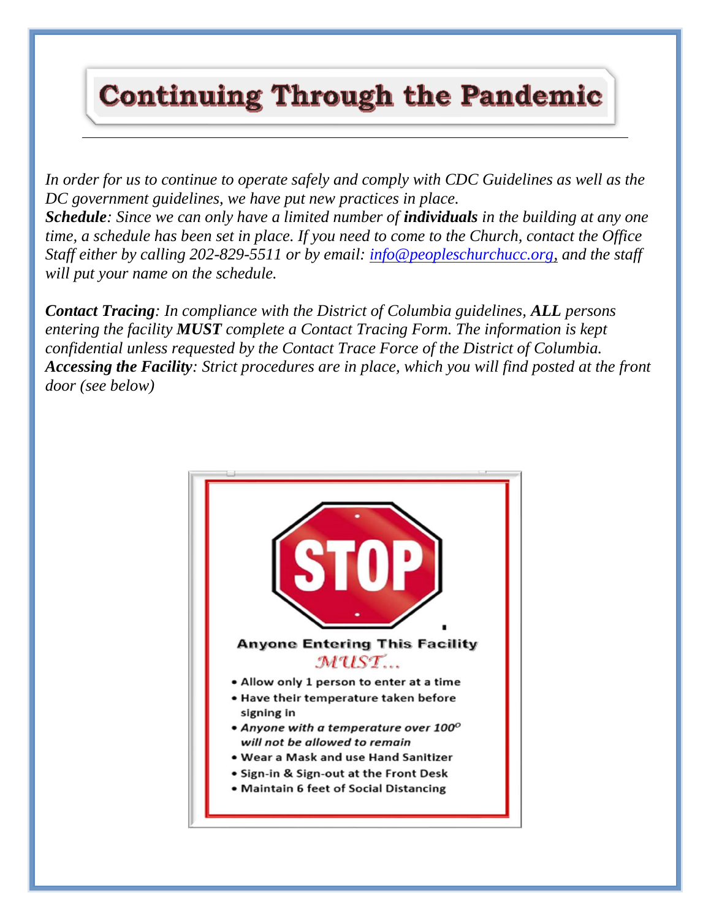# Continuing Through the Pandemic

*In order for us to continue to operate safely and comply with CDC Guidelines as well as the DC government guidelines, we have put new practices in place.*

***Schedule**: Since we can only have a limited number of **individuals** in the building at any one time, a schedule has been set in place. If you need to come to the Church, contact the Office Staff either by calling 202-829-5511 or by email: [info@peopleschurchucc.org](mailto:info@peopleschurchucc.org), and the staff will put your name on the schedule.*

***Contact Tracing**: In compliance with the District of Columbia guidelines, **ALL** persons entering the facility **MUST** complete a Contact Tracing Form. The information is kept confidential unless requested by the Contact Trace Force of the District of Columbia.*

***Accessing the Facility**: Strict procedures are in place, which you will find posted at the front door (see below)*

STOP

**Anyone Entering This Facility**

*MUST...*

- Allow only 1 person to enter at a time
- Have their temperature taken before signing in
- *Anyone with a temperature over 100° will not be allowed to remain*
- Wear a Mask and use Hand Sanitizer
- Sign-in & Sign-out at the Front Desk
- Maintain 6 feet of Social Distancing